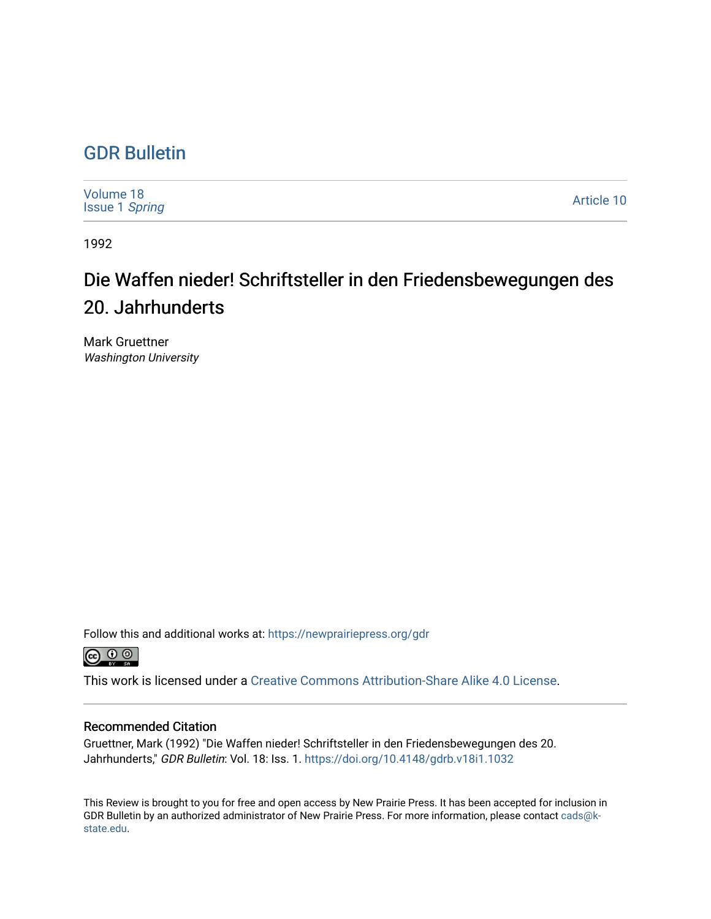# GDR Bulletin

Volume 18
Issue 1 *Spring*

Article 10

1992

## Die Waffen nieder! Schriftsteller in den Friedensbewegungen des 20. Jahrhunderts

Mark Gruettner
*Washington University*

Follow this and additional works at: https://newprairiepress.org/gdr

This work is licensed under a Creative Commons Attribution-Share Alike 4.0 License.

### Recommended Citation

Gruettner, Mark (1992) "Die Waffen nieder! Schriftsteller in den Friedensbewegungen des 20. Jahrhunderts," *GDR Bulletin*: Vol. 18: Iss. 1. https://doi.org/10.4148/gdrb.v18i1.1032

This Review is brought to you for free and open access by New Prairie Press. It has been accepted for inclusion in GDR Bulletin by an authorized administrator of New Prairie Press. For more information, please contact cads@k-state.edu.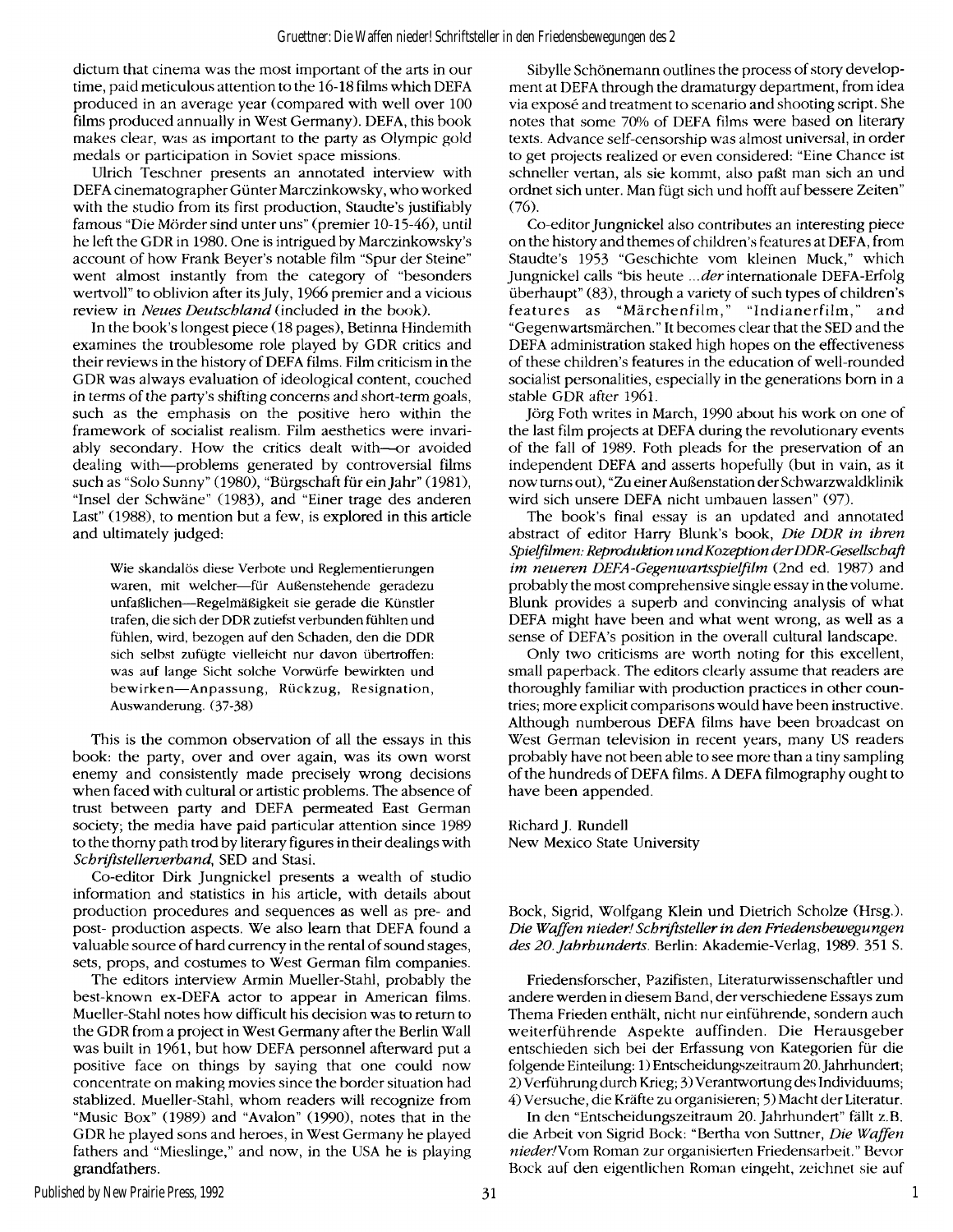dictum that cinema was the most important of the arts in our time, paid meticulous attention to the 16-18 films which DEFA produced in an average year (compared with well over 100 films produced annually in West Germany). DEFA, this book makes clear, was as important to the party as Olympic gold medals or participation in Soviet space missions.

Ulrich Teschner presents an annotated interview with DEFA cinematographer Günter Marczinkowsky, who worked with the studio from its first production, Staudte's justifiably famous "Die Mörder sind unter uns" (premier 10-15-46), until he left the GDR in 1980. One is intrigued by Marczinkowsky's account of how Frank Beyer's notable film "Spur der Steine" went almost instantly from the category of "besonders wertvoll" to oblivion after its July, 1966 premier and a vicious review in *Neues Deutschland* (included in the book).

In the book's longest piece (18 pages), Betinna Hindemith examines the troublesome role played by GDR critics and their reviews in the history of DEFA films. Film criticism in the GDR was always evaluation of ideological content, couched in terms of the party's shifting concerns and short-term goals, such as the emphasis on the positive hero within the framework of socialist realism. Film aesthetics were invariably secondary. How the critics dealt with—or avoided dealing with—problems generated by controversial films such as "Solo Sunny" (1980), "Bürgschaft für ein Jahr" (1981), "Insel der Schwäne" (1983), and "Einer trage des anderen Last" (1988), to mention but a few, is explored in this article and ultimately judged:

> Wie skandalös diese Verbote und Reglementierungen waren, mit welcher—für Außenstehende geradezu unfaßlichen—Regelmäßigkeit sie gerade die Künstler trafen, die sich der DDR zutiefst verbunden fühlten und fühlen, wird, bezogen auf den Schaden, den die DDR sich selbst zufügte vielleicht nur davon übertroffen: was auf lange Sicht solche Vorwürfe bewirkten und bewirken—Anpassung, Rückzug, Resignation, Auswanderung. (37-38)

This is the common observation of all the essays in this book: the party, over and over again, was its own worst enemy and consistently made precisely wrong decisions when faced with cultural or artistic problems. The absence of trust between party and DEFA permeated East German society; the media have paid particular attention since 1989 to the thorny path trod by literary figures in their dealings with *Schriftstellerverband*, SED and Stasi.

Co-editor Dirk Jungnickel presents a wealth of studio information and statistics in his article, with details about production procedures and sequences as well as pre- and post- production aspects. We also learn that DEFA found a valuable source of hard currency in the rental of sound stages, sets, props, and costumes to West German film companies.

The editors interview Armin Mueller-Stahl, probably the best-known ex-DEFA actor to appear in American films. Mueller-Stahl notes how difficult his decision was to return to the GDR from a project in West Germany after the Berlin Wall was built in 1961, but how DEFA personnel afterward put a positive face on things by saying that one could now concentrate on making movies since the border situation had stablized. Mueller-Stahl, whom readers will recognize from "Music Box" (1989) and "Avalon" (1990), notes that in the GDR he played sons and heroes, in West Germany he played fathers and "Mieslinge," and now, in the USA he is playing grandfathers.

Sibylle Schönemann outlines the process of story development at DEFA through the dramaturgy department, from idea via exposé and treatment to scenario and shooting script. She notes that some 70% of DEFA films were based on literary texts. Advance self-censorship was almost universal, in order to get projects realized or even considered: "Eine Chance ist schneller vertan, als sie kommt, also paßt man sich an und ordnet sich unter. Man fügt sich und hofft auf bessere Zeiten" (76).

Co-editor Jungnickel also contributes an interesting piece on the history and themes of children's features at DEFA, from Staudte's 1953 "Geschichte vom kleinen Muck," which Jungnickel calls "bis heute ...*der* internationale DEFA-Erfolg überhaupt" (83), through a variety of such types of children's features as "Märchenfilm," "Indianerfilm," and "Gegenwartsmärchen." It becomes clear that the SED and the DEFA administration staked high hopes on the effectiveness of these children's features in the education of well-rounded socialist personalities, especially in the generations born in a stable GDR after 1961.

Jörg Foth writes in March, 1990 about his work on one of the last film projects at DEFA during the revolutionary events of the fall of 1989. Foth pleads for the preservation of an independent DEFA and asserts hopefully (but in vain, as it now turns out), "Zu einer Außenstation der Schwarzwaldklinik wird sich unsere DEFA nicht umbauen lassen" (97).

The book's final essay is an updated and annotated abstract of editor Harry Blunk's book, *Die DDR in ihren Spielfilmen: Reproduktion und Kozeption der DDR-Gesellschaft im neueren DEFA-Gegenwartsspielfilm* (2nd ed. 1987) and probably the most comprehensive single essay in the volume. Blunk provides a superb and convincing analysis of what DEFA might have been and what went wrong, as well as a sense of DEFA's position in the overall cultural landscape.

Only two criticisms are worth noting for this excellent, small paperback. The editors clearly assume that readers are thoroughly familiar with production practices in other countries; more explicit comparisons would have been instructive. Although numberous DEFA films have been broadcast on West German television in recent years, many US readers probably have not been able to see more than a tiny sampling of the hundreds of DEFA films. A DEFA filmography ought to have been appended.

Richard J. Rundell
New Mexico State University

Bock, Sigrid, Wolfgang Klein und Dietrich Scholze (Hrsg.). *Die Waffen nieder! Schriftsteller in den Friedensbewegungen des 20. Jahrhunderts.* Berlin: Akademie-Verlag, 1989. 351 S.

Friedensforscher, Pazifisten, Literaturwissenschaftler und andere werden in diesem Band, der verschiedene Essays zum Thema Frieden enthält, nicht nur einführende, sondern auch weiterführende Aspekte auffinden. Die Herausgeber entschieden sich bei der Erfassung von Kategorien für die folgende Einteilung: 1) Entscheidungszeitraum 20. Jahrhundert; 2) Verführung durch Krieg; 3) Verantwortung des Individuums; 4) Versuche, die Kräfte zu organisieren; 5) Macht der Literatur.

In den "Entscheidungszeitraum 20. Jahrhundert" fällt z.B. die Arbeit von Sigrid Bock: "Bertha von Suttner, *Die Waffen nieder!* Vom Roman zur organisierten Friedensarbeit." Bevor Bock auf den eigentlichen Roman eingeht, zeichnet sie auf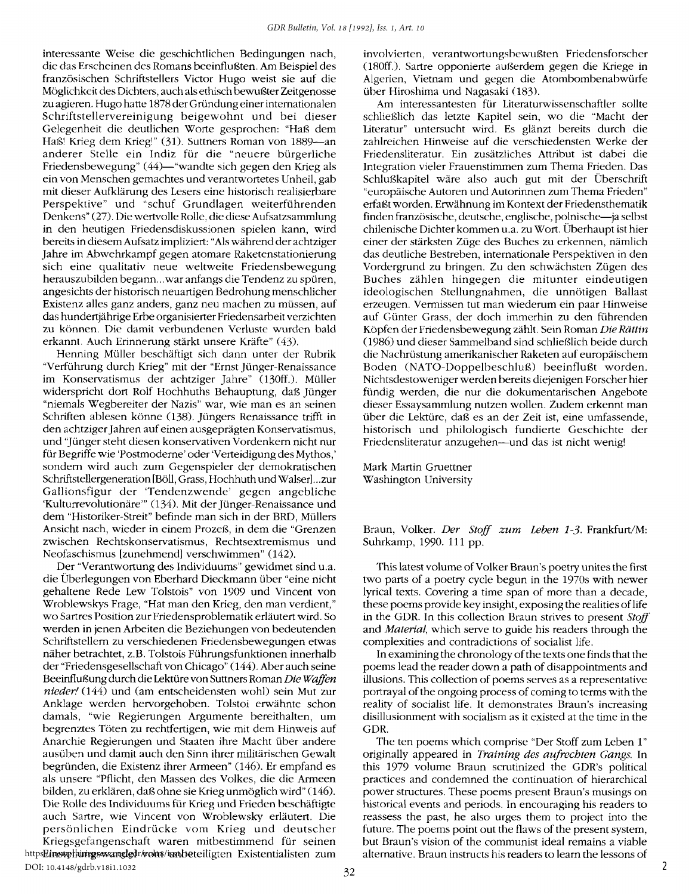interessante Weise die geschichtlichen Bedingungen nach, die das Erscheinen des Romans beeinflußten. Am Beispiel des französischen Schriftstellers Victor Hugo weist sie auf die Möglichkeit des Dichters, auch als ethisch bewußter Zeitgenosse zu agieren. Hugo hatte 1878 der Gründung einer internationalen Schriftstellervereinigung beigewohnt und bei dieser Gelegenheit die deutlichen Worte gesprochen: "Haß dem Haß! Krieg dem Krieg!" (31). Suttners Roman von 1889—an anderer Stelle ein Indiz für die "neuere bürgerliche Friedensbewegung" (44)—"wandte sich gegen den Krieg als ein von Menschen gemachtes und verantwortetes Unheil, gab mit dieser Aufklärung des Lesers eine historisch realisierbare Perspektive" und "schuf Grundlagen weiterführenden Denkens" (27). Die wertvolle Rolle, die diese Aufsatzsammlung in den heutigen Friedensdiskussionen spielen kann, wird bereits in diesem Aufsatz impliziert: "Als während der achtziger Jahre im Abwehrkampf gegen atomare Raketenstationierung sich eine qualitativ neue weltweite Friedensbewegung herauszubilden begann...war anfangs die Tendenz zu spüren, angesichts der historisch neuartigen Bedrohung menschlicher Existenz alles ganz anders, ganz neu machen zu müssen, auf das hundertjährige Erbe organisierter Friedensarbeit verzichten zu können. Die damit verbundenen Verluste wurden bald erkannt. Auch Erinnerung stärkt unsere Kräfte" (43).

Henning Müller beschäftigt sich dann unter der Rubrik "Verführung durch Krieg" mit der "Ernst Jünger-Renaissance im Konservatismus der achtziger Jahre" (130ff.). Müller widerspricht dort Rolf Hochhuths Behauptung, daß Jünger "niemals Wegbereiter der Nazis" war, wie man es an seinen Schriften ablesen könne (138). Jüngers Renaissance trifft in den achtziger Jahren auf einen ausgeprägten Konservatismus, und "Jünger steht diesen konservativen Vordenkern nicht nur für Begriffe wie 'Postmoderne' oder 'Verteidigung des Mythos,' sondern wird auch zum Gegenspieler der demokratischen Schriftstellergeneration [Böll, Grass, Hochhuth und Walser]...zur Gallionsfigur der 'Tendenzwende' gegen angebliche 'Kulturrevolutionäre'" (134). Mit der Jünger-Renaissance und dem "Historiker-Streit" befinde man sich in der BRD, Müllers Ansicht nach, wieder in einem Prozeß, in dem die "Grenzen zwischen Rechtskonservatismus, Rechtsextremismus und Neofaschismus [zunehmend] verschwimmen" (142).

Der "Verantwortung des Individuums" gewidmet sind u.a. die Überlegungen von Eberhard Dieckmann über "eine nicht gehaltene Rede Lew Tolstois" von 1909 und Vincent von Wroblewskys Frage, "Hat man den Krieg, den man verdient," wo Sartres Position zur Friedensproblematik erläutert wird. So werden in jenen Arbeiten die Beziehungen von bedeutenden Schriftstellern zu verschiedenen Friedensbewegungen etwas näher betrachtet, z.B. Tolstois Führungsfunktionen innerhalb der "Friedensgesellschaft von Chicago" (144). Aber auch seine Beeinflußung durch die Lektüre von Suttners Roman *Die Waffen nieder!* (144) und (am entscheidensten wohl) sein Mut zur Anklage werden hervorgehoben. Tolstoi erwähnte schon damals, "wie Regierungen Argumente bereithalten, um begrenztes Töten zu rechtfertigen, wie mit dem Hinweis auf Anarchie Regierungen und Staaten ihre Macht über andere ausüben und damit auch den Sinn ihrer militärischen Gewalt begründen, die Existenz ihrer Armeen" (146). Er empfand es als unsere "Pflicht, den Massen des Volkes, die die Armeen bilden, zu erklären, daß ohne sie Krieg unmöglich wird" (146). Die Rolle des Individuums für Krieg und Frieden beschäftigte auch Sartre, wie Vincent von Wroblewsky erläutert. Die persönlichen Eindrücke vom Krieg und deutscher Kriegsgefangenschaft waren mitbestimmend für seinen Einstellungswandel vom unbeteiligten Existentialisten zum involvierten, verantwortungsbewußten Friedensforscher (180ff.). Sartre opponierte außerdem gegen die Kriege in Algerien, Vietnam und gegen die Atombombenabwürfe über Hiroshima und Nagasaki (183).

Am interessantesten für Literaturwissenschaftler sollte schließlich das letzte Kapitel sein, wo die "Macht der Literatur" untersucht wird. Es glänzt bereits durch die zahlreichen Hinweise auf die verschiedensten Werke der Friedensliteratur. Ein zusätzliches Attribut ist dabei die Integration vieler Frauenstimmen zum Thema Frieden. Das Schlußkapitel wäre also auch gut mit der Überschrift "europäische Autoren und Autorinnen zum Thema Frieden" erfaßt worden. Erwähnung im Kontext der Friedensthematik finden französische, deutsche, englische, polnische—ja selbst chilenische Dichter kommen u.a. zu Wort. Überhaupt ist hier einer der stärksten Züge des Buches zu erkennen, nämlich das deutliche Bestreben, internationale Perspektiven in den Vordergrund zu bringen. Zu den schwächsten Zügen des Buches zählen hingegen die mitunter eindeutigen ideologischen Stellungnahmen, die unnötigen Ballast erzeugen. Vermissen tut man wiederum ein paar Hinweise auf Günter Grass, der doch immerhin zu den führenden Köpfen der Friedensbewegung zählt. Sein Roman *Die Rättin* (1986) und dieser Sammelband sind schließlich beide durch die Nachrüstung amerikanischer Raketen auf europäischem Boden (NATO-Doppelbeschluß) beeinflußt worden. Nichtsdestoweniger werden bereits diejenigen Forscher hier fündig werden, die nur die dokumentarischen Angebote dieser Essaysammlung nutzen wollen. Zudem erkennt man über die Lektüre, daß es an der Zeit ist, eine umfassende, historisch und philologisch fundierte Geschichte der Friedensliteratur anzugehen—und das ist nicht wenig!

Mark Martin Gruettner
Washington University

Braun, Volker. *Der Stoff zum Leben 1-3.* Frankfurt/M: Suhrkamp, 1990. 111 pp.

This latest volume of Volker Braun's poetry unites the first two parts of a poetry cycle begun in the 1970s with newer lyrical texts. Covering a time span of more than a decade, these poems provide key insight, exposing the realities of life in the GDR. In this collection Braun strives to present *Stoff* and *Material*, which serve to guide his readers through the complexities and contradictions of socialist life.

In examining the chronology of the texts one finds that the poems lead the reader down a path of disappointments and illusions. This collection of poems serves as a representative portrayal of the ongoing process of coming to terms with the reality of socialist life. It demonstrates Braun's increasing disillusionment with socialism as it existed at the time in the GDR.

The ten poems which comprise "Der Stoff zum Leben 1" originally appeared in *Training des aufrechten Gangs.* In this 1979 volume Braun scrutinized the GDR's political practices and condemned the continuation of hierarchical power structures. These poems present Braun's musings on historical events and periods. In encouraging his readers to reassess the past, he also urges them to project into the future. The poems point out the flaws of the present system, but Braun's vision of the communist ideal remains a viable alternative. Braun instructs his readers to learn the lessons of